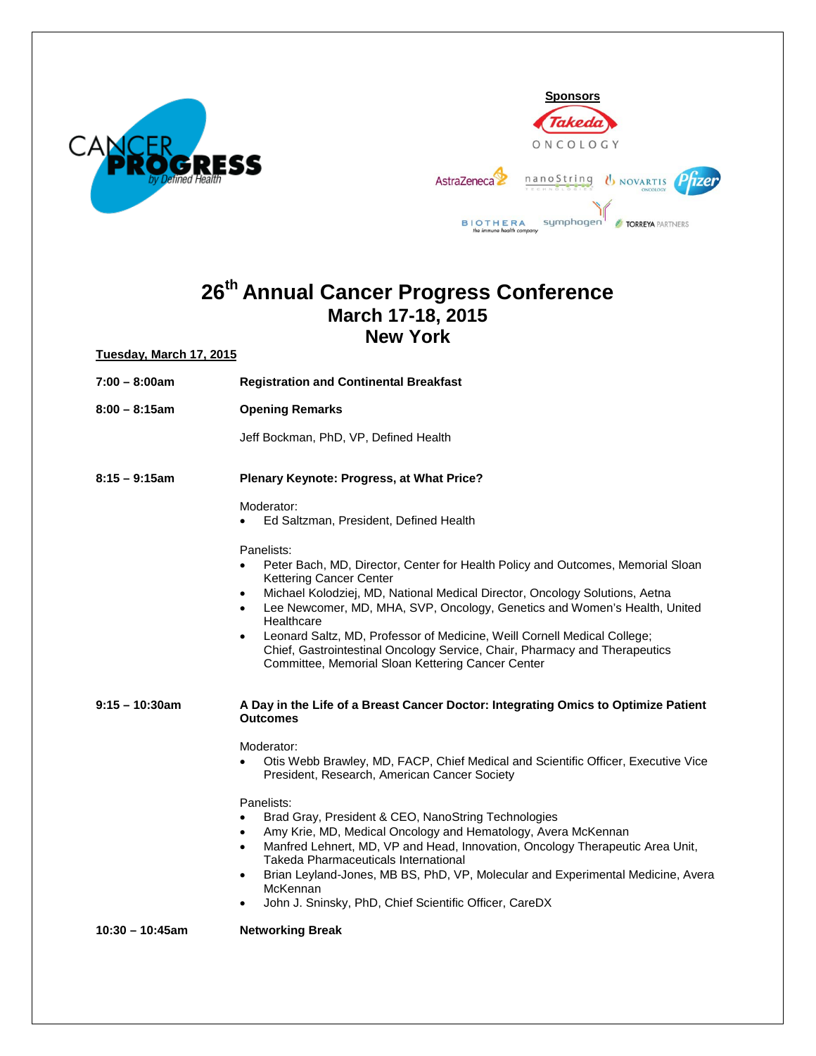**Sponsors**

# 26th Annual Cancer Progress Conference
## March 17-18, 2015
## New York

**Tuesday, March 17, 2015**

**7:00 – 8:00am** **Registration and Continental Breakfast**

**8:00 – 8:15am** **Opening Remarks**

Jeff Bockman, PhD, VP, Defined Health

**8:15 – 9:15am** **Plenary Keynote: Progress, at What Price?**

Moderator:
- Ed Saltzman, President, Defined Health

Panelists:
- Peter Bach, MD, Director, Center for Health Policy and Outcomes, Memorial Sloan Kettering Cancer Center
- Michael Kolodziej, MD, National Medical Director, Oncology Solutions, Aetna
- Lee Newcomer, MD, MHA, SVP, Oncology, Genetics and Women's Health, United Healthcare
- Leonard Saltz, MD, Professor of Medicine, Weill Cornell Medical College; Chief, Gastrointestinal Oncology Service, Chair, Pharmacy and Therapeutics Committee, Memorial Sloan Kettering Cancer Center

**9:15 – 10:30am** **A Day in the Life of a Breast Cancer Doctor: Integrating Omics to Optimize Patient Outcomes**

Moderator:
- Otis Webb Brawley, MD, FACP, Chief Medical and Scientific Officer, Executive Vice President, Research, American Cancer Society

Panelists:
- Brad Gray, President & CEO, NanoString Technologies
- Amy Krie, MD, Medical Oncology and Hematology, Avera McKennan
- Manfred Lehnert, MD, VP and Head, Innovation, Oncology Therapeutic Area Unit, Takeda Pharmaceuticals International
- Brian Leyland-Jones, MB BS, PhD, VP, Molecular and Experimental Medicine, Avera McKennan
- John J. Sninsky, PhD, Chief Scientific Officer, CareDX

**10:30 – 10:45am** **Networking Break**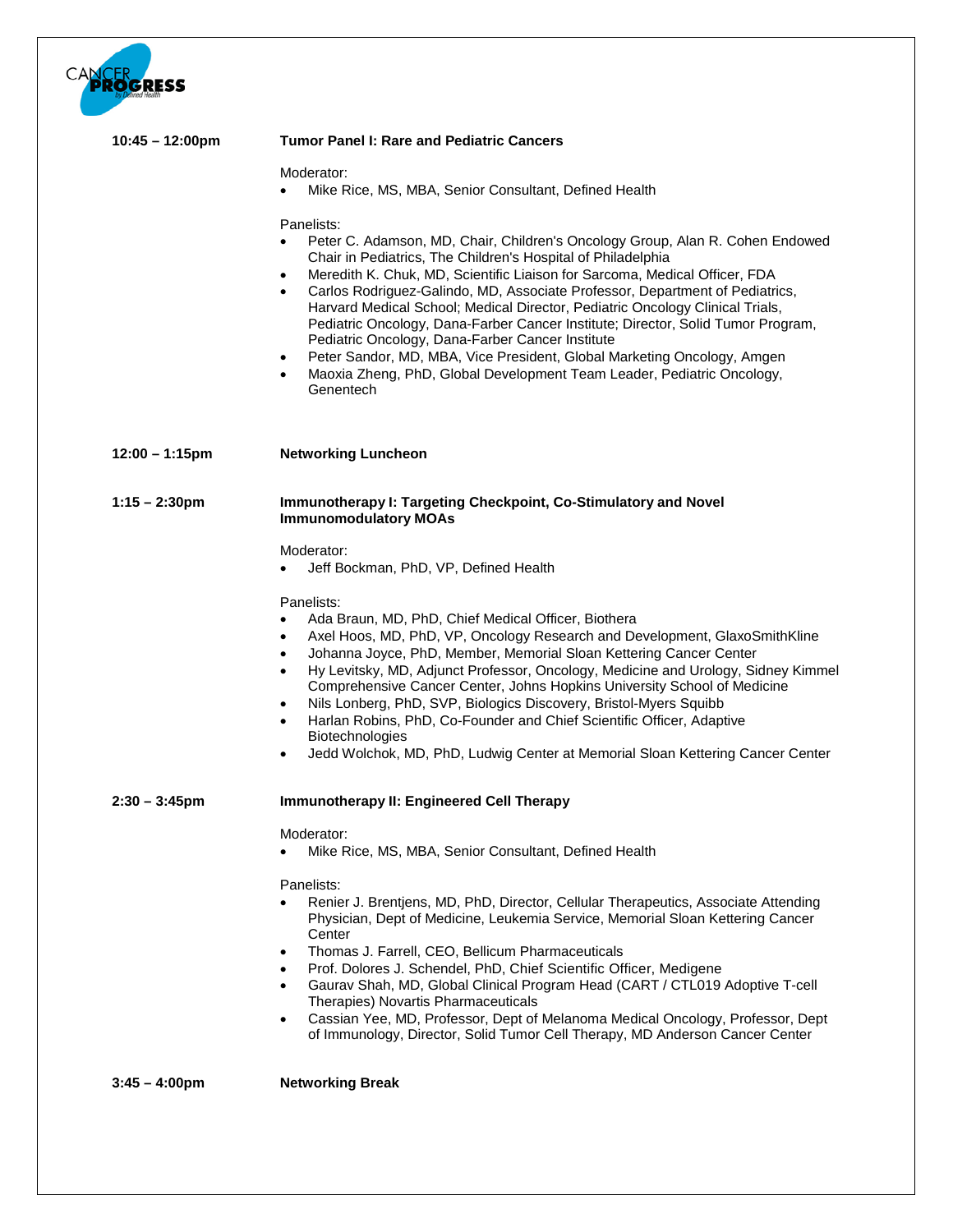**10:45 – 12:00pm** **Tumor Panel I: Rare and Pediatric Cancers**

Moderator:

- Mike Rice, MS, MBA, Senior Consultant, Defined Health

Panelists:

- Peter C. Adamson, MD, Chair, Children's Oncology Group, Alan R. Cohen Endowed Chair in Pediatrics, The Children's Hospital of Philadelphia
- Meredith K. Chuk, MD, Scientific Liaison for Sarcoma, Medical Officer, FDA
- Carlos Rodriguez-Galindo, MD, Associate Professor, Department of Pediatrics, Harvard Medical School; Medical Director, Pediatric Oncology Clinical Trials, Pediatric Oncology, Dana-Farber Cancer Institute; Director, Solid Tumor Program, Pediatric Oncology, Dana-Farber Cancer Institute
- Peter Sandor, MD, MBA, Vice President, Global Marketing Oncology, Amgen
- Maoxia Zheng, PhD, Global Development Team Leader, Pediatric Oncology, Genentech

**12:00 – 1:15pm** **Networking Luncheon**

**1:15 – 2:30pm** **Immunotherapy I: Targeting Checkpoint, Co-Stimulatory and Novel Immunomodulatory MOAs**

Moderator:

- Jeff Bockman, PhD, VP, Defined Health

Panelists:

- Ada Braun, MD, PhD, Chief Medical Officer, Biothera
- Axel Hoos, MD, PhD, VP, Oncology Research and Development, GlaxoSmithKline
- Johanna Joyce, PhD, Member, Memorial Sloan Kettering Cancer Center
- Hy Levitsky, MD, Adjunct Professor, Oncology, Medicine and Urology, Sidney Kimmel Comprehensive Cancer Center, Johns Hopkins University School of Medicine
- Nils Lonberg, PhD, SVP, Biologics Discovery, Bristol-Myers Squibb
- Harlan Robins, PhD, Co-Founder and Chief Scientific Officer, Adaptive Biotechnologies
- Jedd Wolchok, MD, PhD, Ludwig Center at Memorial Sloan Kettering Cancer Center

**2:30 – 3:45pm** **Immunotherapy II: Engineered Cell Therapy**

Moderator:

- Mike Rice, MS, MBA, Senior Consultant, Defined Health

Panelists:

- Renier J. Brentjens, MD, PhD, Director, Cellular Therapeutics, Associate Attending Physician, Dept of Medicine, Leukemia Service, Memorial Sloan Kettering Cancer Center
- Thomas J. Farrell, CEO, Bellicum Pharmaceuticals
- Prof. Dolores J. Schendel, PhD, Chief Scientific Officer, Medigene
- Gaurav Shah, MD, Global Clinical Program Head (CART / CTL019 Adoptive T-cell Therapies) Novartis Pharmaceuticals
- Cassian Yee, MD, Professor, Dept of Melanoma Medical Oncology, Professor, Dept of Immunology, Director, Solid Tumor Cell Therapy, MD Anderson Cancer Center

**3:45 – 4:00pm** **Networking Break**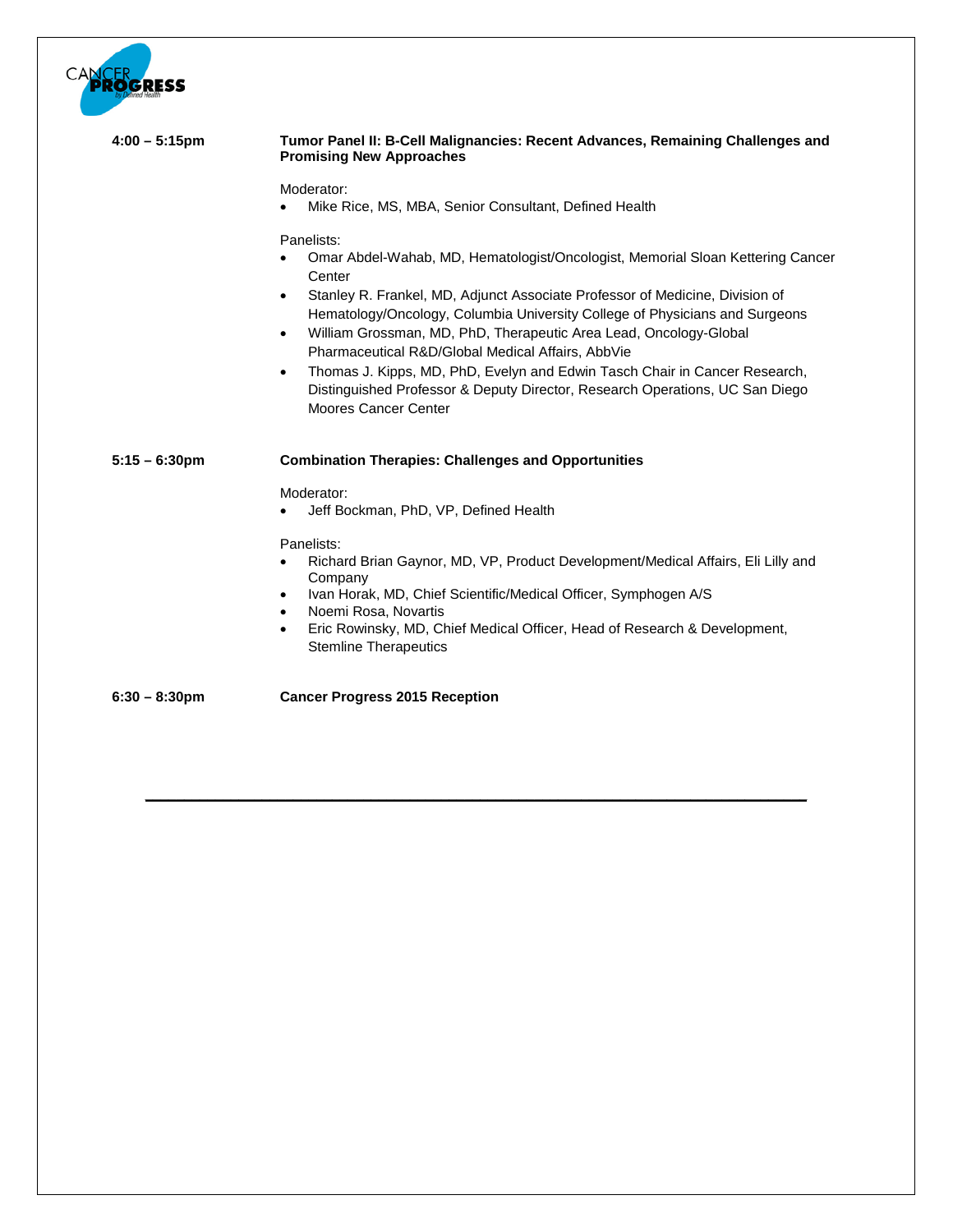**4:00 – 5:15pm** **Tumor Panel II: B-Cell Malignancies: Recent Advances, Remaining Challenges and Promising New Approaches**

Moderator:

- Mike Rice, MS, MBA, Senior Consultant, Defined Health

Panelists:

- Omar Abdel-Wahab, MD, Hematologist/Oncologist, Memorial Sloan Kettering Cancer Center
- Stanley R. Frankel, MD, Adjunct Associate Professor of Medicine, Division of Hematology/Oncology, Columbia University College of Physicians and Surgeons
- William Grossman, MD, PhD, Therapeutic Area Lead, Oncology-Global Pharmaceutical R&D/Global Medical Affairs, AbbVie
- Thomas J. Kipps, MD, PhD, Evelyn and Edwin Tasch Chair in Cancer Research, Distinguished Professor & Deputy Director, Research Operations, UC San Diego Moores Cancer Center

**5:15 – 6:30pm** **Combination Therapies: Challenges and Opportunities**

Moderator:

- Jeff Bockman, PhD, VP, Defined Health

Panelists:

- Richard Brian Gaynor, MD, VP, Product Development/Medical Affairs, Eli Lilly and Company
- Ivan Horak, MD, Chief Scientific/Medical Officer, Symphogen A/S
- Noemi Rosa, Novartis
- Eric Rowinsky, MD, Chief Medical Officer, Head of Research & Development, Stemline Therapeutics

**6:30 – 8:30pm** **Cancer Progress 2015 Reception**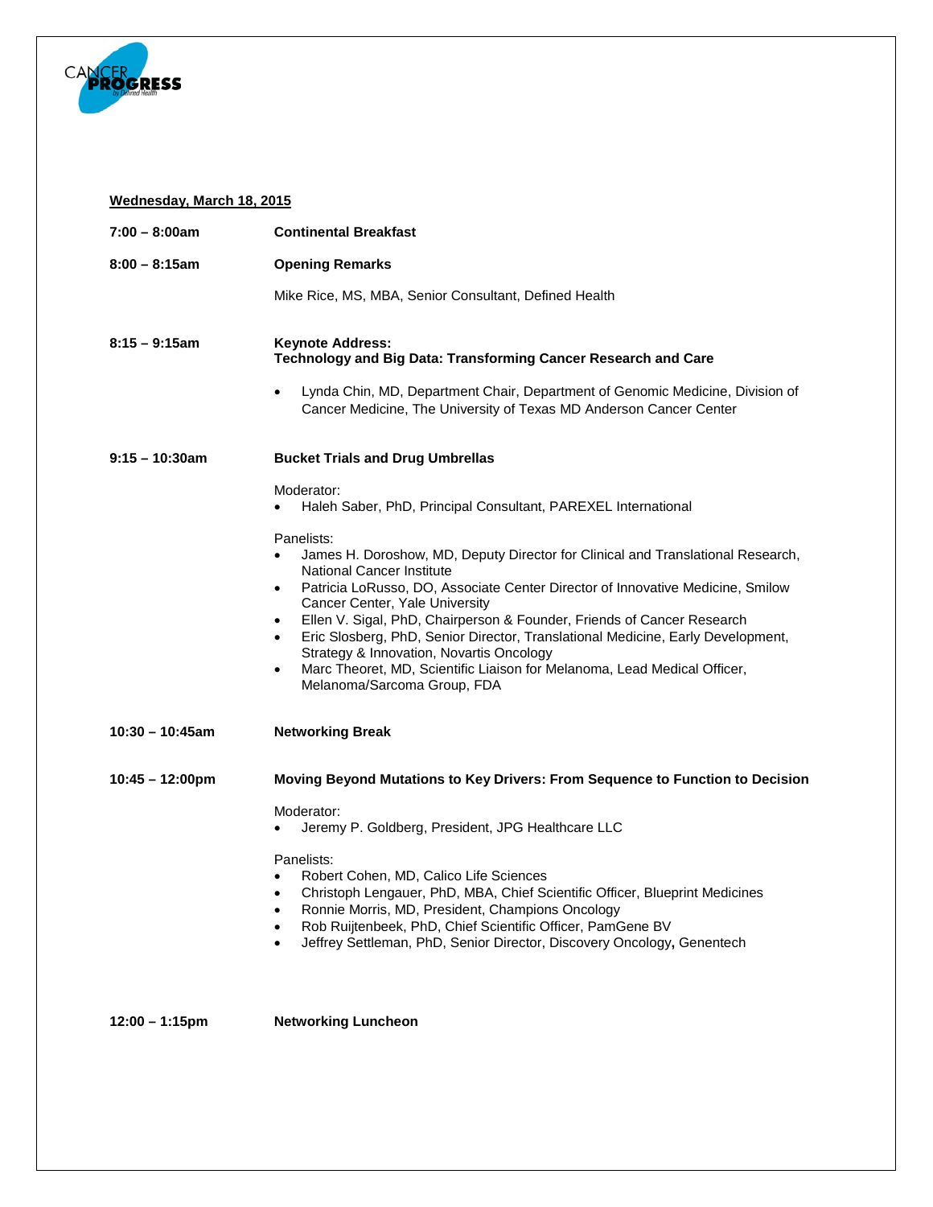**Wednesday, March 18, 2015**

**7:00 – 8:00am** **Continental Breakfast**

**8:00 – 8:15am** **Opening Remarks**

Mike Rice, MS, MBA, Senior Consultant, Defined Health

**8:15 – 9:15am** **Keynote Address:**
**Technology and Big Data: Transforming Cancer Research and Care**

- Lynda Chin, MD, Department Chair, Department of Genomic Medicine, Division of Cancer Medicine, The University of Texas MD Anderson Cancer Center

**9:15 – 10:30am** **Bucket Trials and Drug Umbrellas**

Moderator:
- Haleh Saber, PhD, Principal Consultant, PAREXEL International

Panelists:
- James H. Doroshow, MD, Deputy Director for Clinical and Translational Research, National Cancer Institute
- Patricia LoRusso, DO, Associate Center Director of Innovative Medicine, Smilow Cancer Center, Yale University
- Ellen V. Sigal, PhD, Chairperson & Founder, Friends of Cancer Research
- Eric Slosberg, PhD, Senior Director, Translational Medicine, Early Development, Strategy & Innovation, Novartis Oncology
- Marc Theoret, MD, Scientific Liaison for Melanoma, Lead Medical Officer, Melanoma/Sarcoma Group, FDA

**10:30 – 10:45am** **Networking Break**

**10:45 – 12:00pm** **Moving Beyond Mutations to Key Drivers: From Sequence to Function to Decision**

Moderator:
- Jeremy P. Goldberg, President, JPG Healthcare LLC

Panelists:
- Robert Cohen, MD, Calico Life Sciences
- Christoph Lengauer, PhD, MBA, Chief Scientific Officer, Blueprint Medicines
- Ronnie Morris, MD, President, Champions Oncology
- Rob Ruijtenbeek, PhD, Chief Scientific Officer, PamGene BV
- Jeffrey Settleman, PhD, Senior Director, Discovery Oncology**,** Genentech

**12:00 – 1:15pm** **Networking Luncheon**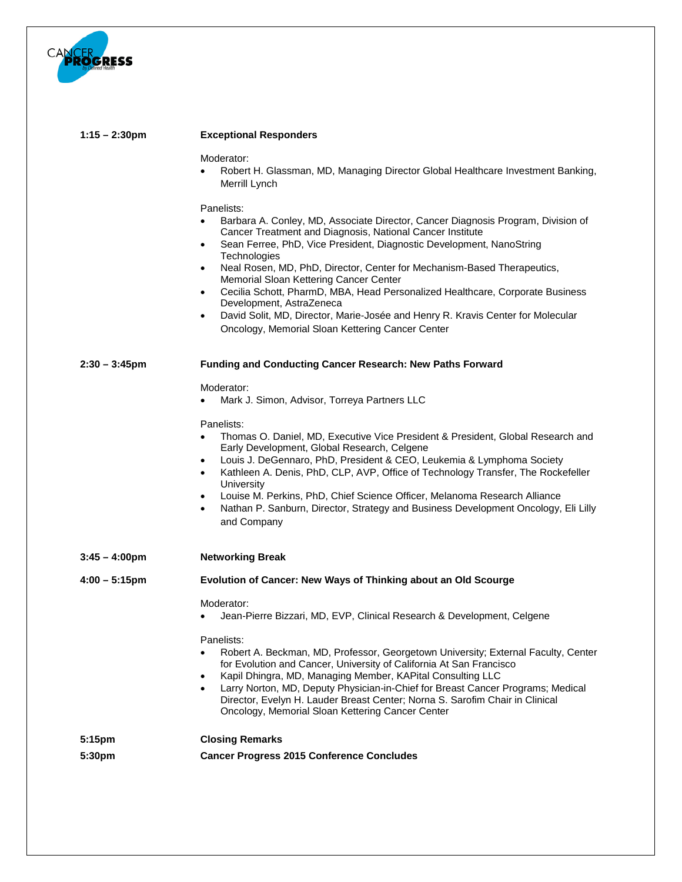**1:15 – 2:30pm** **Exceptional Responders**

Moderator:

- Robert H. Glassman, MD, Managing Director Global Healthcare Investment Banking, Merrill Lynch

Panelists:

- Barbara A. Conley, MD, Associate Director, Cancer Diagnosis Program, Division of Cancer Treatment and Diagnosis, National Cancer Institute
- Sean Ferree, PhD, Vice President, Diagnostic Development, NanoString Technologies
- Neal Rosen, MD, PhD, Director, Center for Mechanism-Based Therapeutics, Memorial Sloan Kettering Cancer Center
- Cecilia Schott, PharmD, MBA, Head Personalized Healthcare, Corporate Business Development, AstraZeneca
- David Solit, MD, Director, Marie-Josée and Henry R. Kravis Center for Molecular Oncology, Memorial Sloan Kettering Cancer Center

**2:30 – 3:45pm** **Funding and Conducting Cancer Research: New Paths Forward**

Moderator:

- Mark J. Simon, Advisor, Torreya Partners LLC

Panelists:

- Thomas O. Daniel, MD, Executive Vice President & President, Global Research and Early Development, Global Research, Celgene
- Louis J. DeGennaro, PhD, President & CEO, Leukemia & Lymphoma Society
- Kathleen A. Denis, PhD, CLP, AVP, Office of Technology Transfer, The Rockefeller University
- Louise M. Perkins, PhD, Chief Science Officer, Melanoma Research Alliance
- Nathan P. Sanburn, Director, Strategy and Business Development Oncology, Eli Lilly and Company

**3:45 – 4:00pm** **Networking Break**

**4:00 – 5:15pm** **Evolution of Cancer: New Ways of Thinking about an Old Scourge**

Moderator:

- Jean-Pierre Bizzari, MD, EVP, Clinical Research & Development, Celgene

Panelists:

- Robert A. Beckman, MD, Professor, Georgetown University; External Faculty, Center for Evolution and Cancer, University of California At San Francisco
- Kapil Dhingra, MD, Managing Member, KAPital Consulting LLC
- Larry Norton, MD, Deputy Physician-in-Chief for Breast Cancer Programs; Medical Director, Evelyn H. Lauder Breast Center; Norna S. Sarofim Chair in Clinical Oncology, Memorial Sloan Kettering Cancer Center

**5:15pm** **Closing Remarks**

**5:30pm** **Cancer Progress 2015 Conference Concludes**